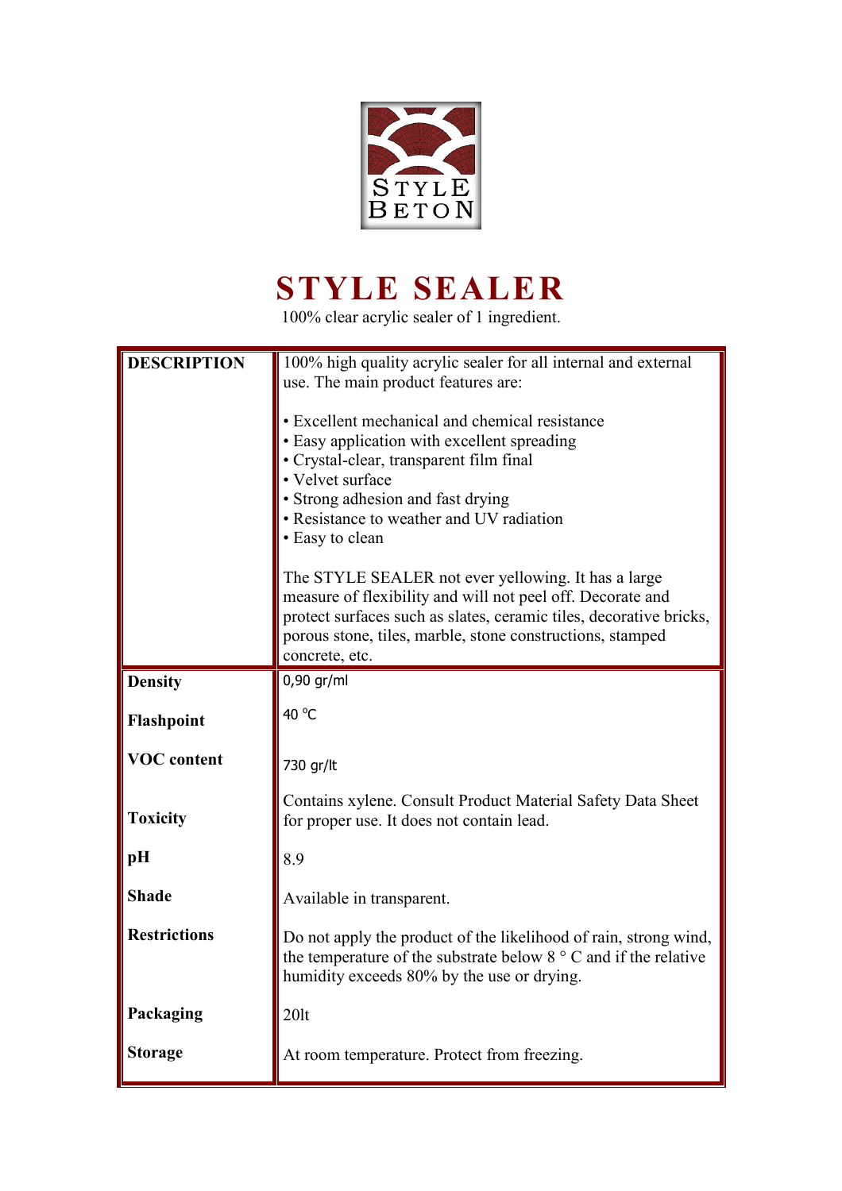STYLE BETON

# STYLE SEALER

100% clear acrylic sealer of 1 ingredient.

| | |
|---|---|
| **DESCRIPTION** | 100% high quality acrylic sealer for all internal and external use. The main product features are:<br><br>• Excellent mechanical and chemical resistance<br>• Easy application with excellent spreading<br>• Crystal-clear, transparent film final<br>• Velvet surface<br>• Strong adhesion and fast drying<br>• Resistance to weather and UV radiation<br>• Easy to clean<br><br>The STYLE SEALER not ever yellowing. It has a large measure of flexibility and will not peel off. Decorate and protect surfaces such as slates, ceramic tiles, decorative bricks, porous stone, tiles, marble, stone constructions, stamped concrete, etc. |
| **Density** | 0,90 gr/ml |
| **Flashpoint** | 40 °C |
| **VOC content** | 730 gr/lt |
| **Toxicity** | Contains xylene. Consult Product Material Safety Data Sheet for proper use. It does not contain lead. |
| **pH** | 8.9 |
| **Shade** | Available in transparent. |
| **Restrictions** | Do not apply the product of the likelihood of rain, strong wind, the temperature of the substrate below 8 ° C and if the relative humidity exceeds 80% by the use or drying. |
| **Packaging** | 20lt |
| **Storage** | At room temperature. Protect from freezing. |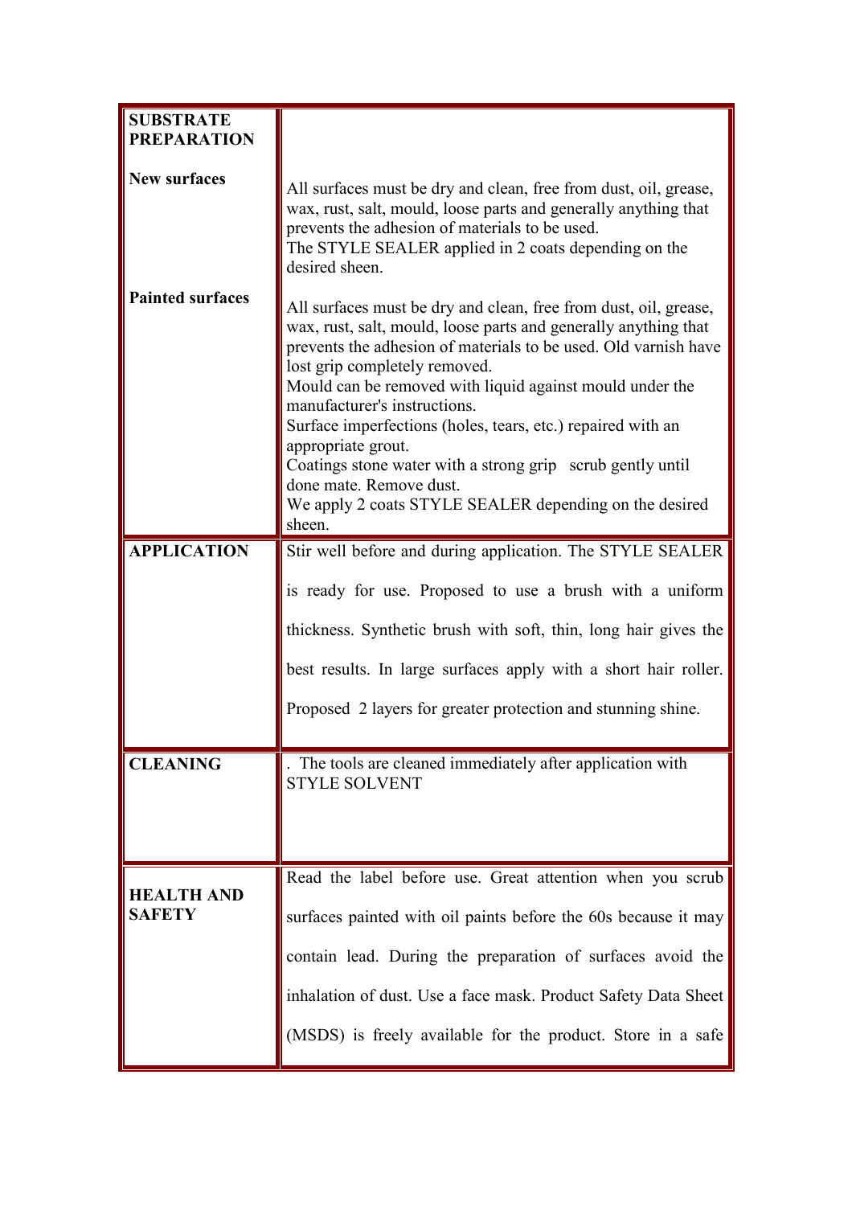| | |
|---|---|
| **SUBSTRATE PREPARATION** | |
| **New surfaces** | All surfaces must be dry and clean, free from dust, oil, grease, wax, rust, salt, mould, loose parts and generally anything that prevents the adhesion of materials to be used.<br>The STYLE SEALER applied in 2 coats depending on the desired sheen. |
| **Painted surfaces** | All surfaces must be dry and clean, free from dust, oil, grease, wax, rust, salt, mould, loose parts and generally anything that prevents the adhesion of materials to be used. Old varnish have lost grip completely removed.<br>Mould can be removed with liquid against mould under the manufacturer's instructions.<br>Surface imperfections (holes, tears, etc.) repaired with an appropriate grout.<br>Coatings stone water with a strong grip scrub gently until done mate. Remove dust.<br>We apply 2 coats STYLE SEALER depending on the desired sheen. |
| **APPLICATION** | Stir well before and during application. The STYLE SEALER is ready for use. Proposed to use a brush with a uniform thickness. Synthetic brush with soft, thin, long hair gives the best results. In large surfaces apply with a short hair roller. Proposed 2 layers for greater protection and stunning shine. |
| **CLEANING** | . The tools are cleaned immediately after application with STYLE SOLVENT |
| **HEALTH AND SAFETY** | Read the label before use. Great attention when you scrub surfaces painted with oil paints before the 60s because it may contain lead. During the preparation of surfaces avoid the inhalation of dust. Use a face mask. Product Safety Data Sheet (MSDS) is freely available for the product. Store in a safe |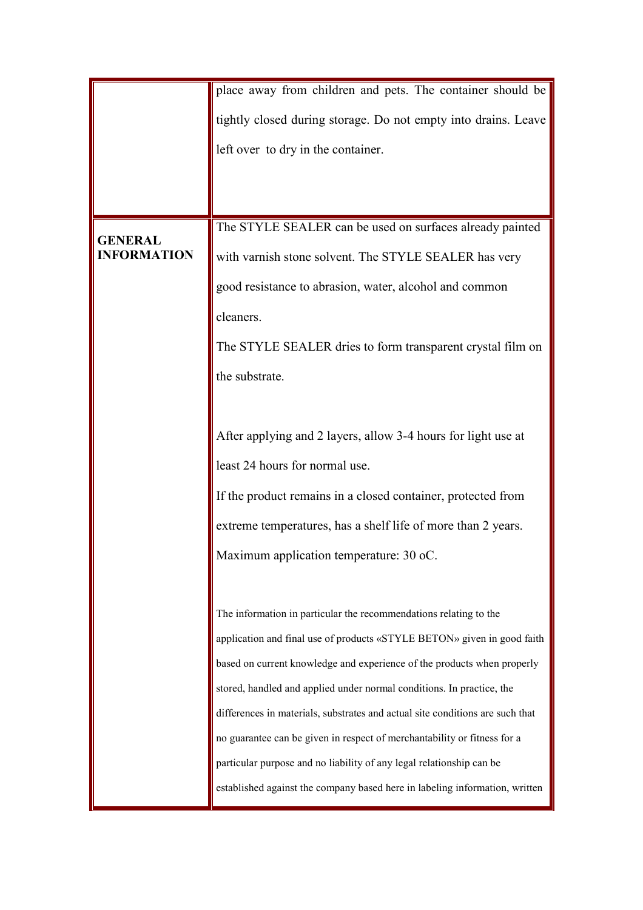| | |
|---|---|
| | place away from children and pets. The container should be tightly closed during storage. Do not empty into drains. Leave left over to dry in the container. |
| **GENERAL INFORMATION** | The STYLE SEALER can be used on surfaces already painted with varnish stone solvent. The STYLE SEALER has very good resistance to abrasion, water, alcohol and common cleaners.<br>The STYLE SEALER dries to form transparent crystal film on the substrate.<br><br>After applying and 2 layers, allow 3-4 hours for light use at least 24 hours for normal use.<br>If the product remains in a closed container, protected from extreme temperatures, has a shelf life of more than 2 years.<br>Maximum application temperature: 30 oC.<br><br>The information in particular the recommendations relating to the application and final use of products «STYLE BETON» given in good faith based on current knowledge and experience of the products when properly stored, handled and applied under normal conditions. In practice, the differences in materials, substrates and actual site conditions are such that no guarantee can be given in respect of merchantability or fitness for a particular purpose and no liability of any legal relationship can be established against the company based here in labeling information, written |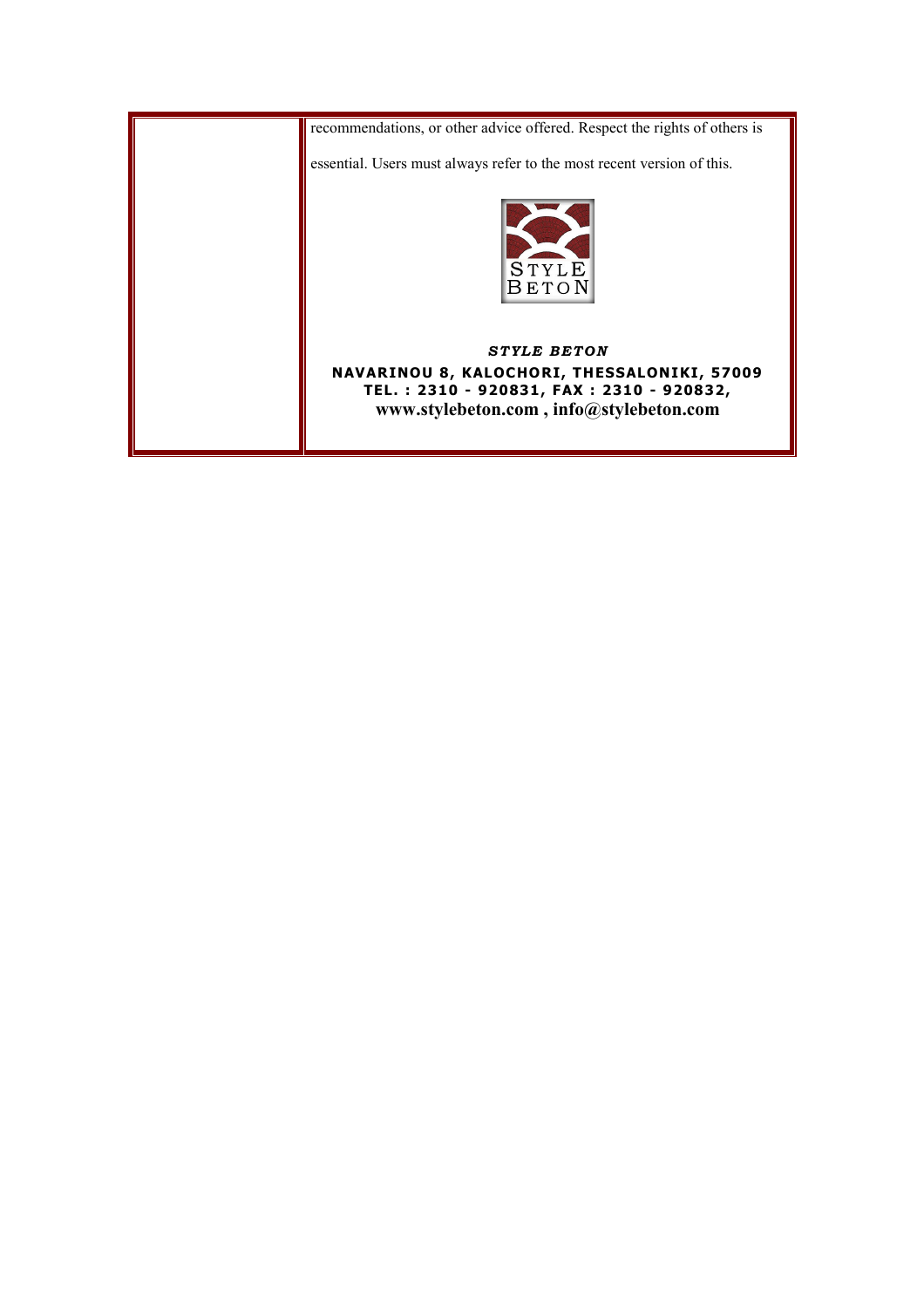recommendations, or other advice offered. Respect the rights of others is essential. Users must always refer to the most recent version of this.

STYLE BETON

***STYLE BETON***

**NAVARINOU 8, KALOCHORI, THESSALONIKI, 57009**
**TEL. : 2310 - 920831, FAX : 2310 - 920832,**
**www.stylebeton.com , info@stylebeton.com**